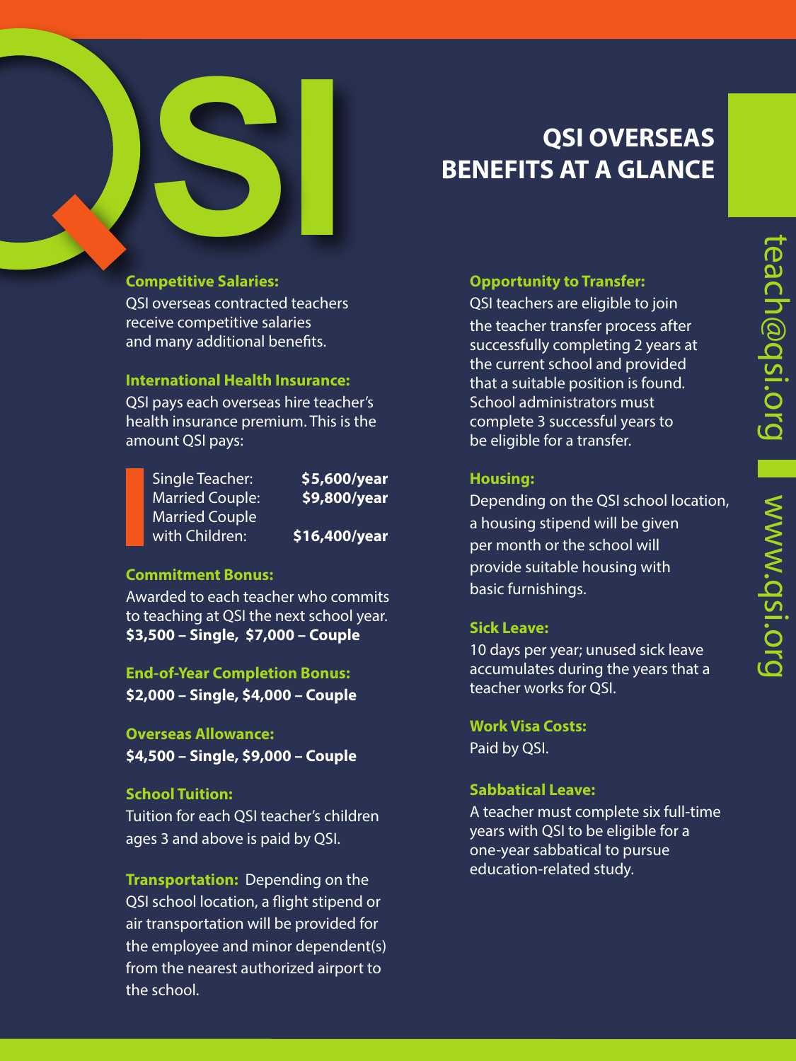# QSI OVERSEAS BENEFITS AT A GLANCE

**Competitive Salaries:**
QSI overseas contracted teachers receive competitive salaries and many additional benefits.

**International Health Insurance:**
QSI pays each overseas hire teacher's health insurance premium. This is the amount QSI pays:

| | |
|---|---|
| Single Teacher: | **$5,600/year** |
| Married Couple: | **$9,800/year** |
| Married Couple with Children: | **$16,400/year** |

**Commitment Bonus:**
Awarded to each teacher who commits to teaching at QSI the next school year.
**$3,500 – Single, $7,000 – Couple**

**End-of-Year Completion Bonus:**
**$2,000 – Single, $4,000 – Couple**

**Overseas Allowance:**
**$4,500 – Single, $9,000 – Couple**

**School Tuition:**
Tuition for each QSI teacher's children ages 3 and above is paid by QSI.

**Transportation:** Depending on the QSI school location, a flight stipend or air transportation will be provided for the employee and minor dependent(s) from the nearest authorized airport to the school.

**Opportunity to Transfer:**
QSI teachers are eligible to join the teacher transfer process after successfully completing 2 years at the current school and provided that a suitable position is found. School administrators must complete 3 successful years to be eligible for a transfer.

**Housing:**
Depending on the QSI school location, a housing stipend will be given per month or the school will provide suitable housing with basic furnishings.

**Sick Leave:**
10 days per year; unused sick leave accumulates during the years that a teacher works for QSI.

**Work Visa Costs:**
Paid by QSI.

**Sabbatical Leave:**
A teacher must complete six full-time years with QSI to be eligible for a one-year sabbatical to pursue education-related study.

teach@qsi.org | www.qsi.org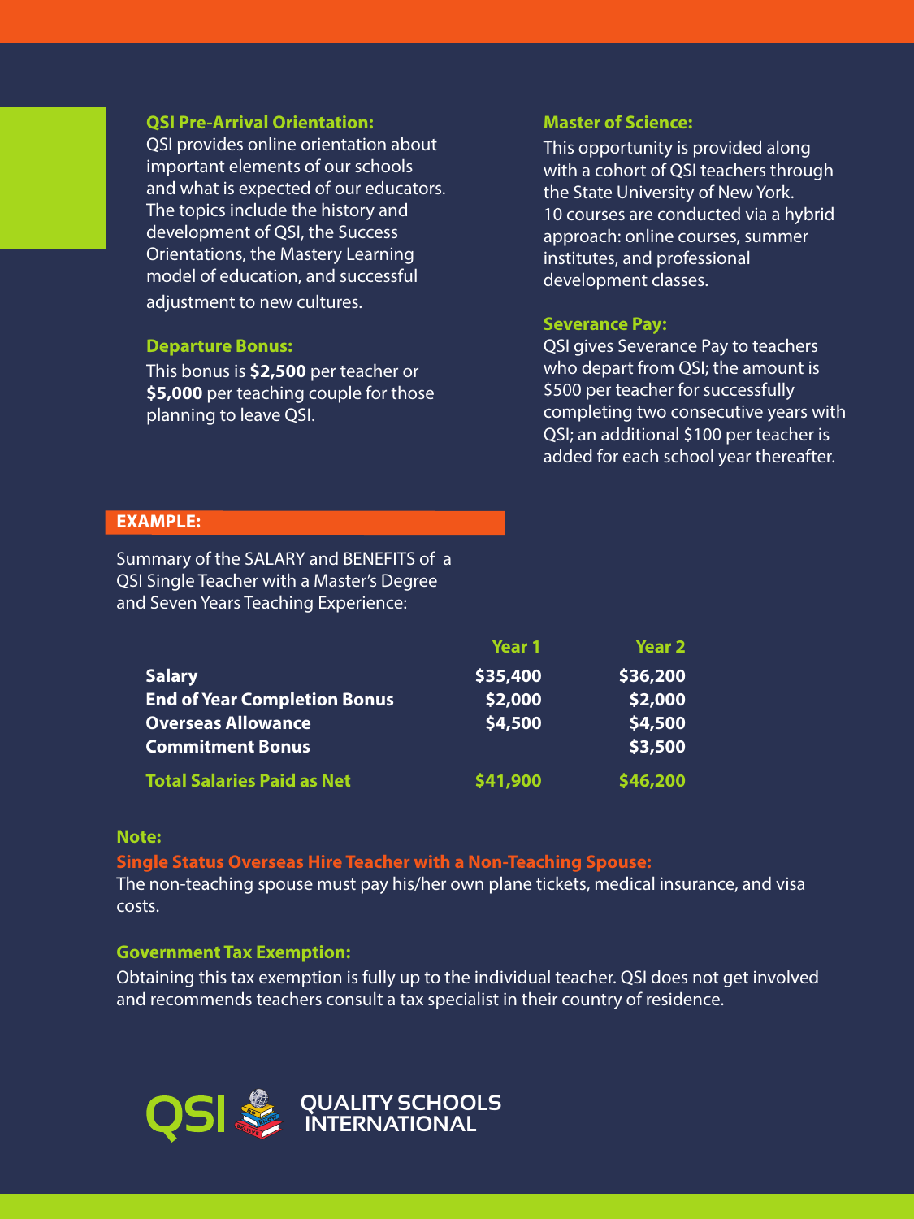### QSI Pre-Arrival Orientation:

QSI provides online orientation about important elements of our schools and what is expected of our educators. The topics include the history and development of QSI, the Success Orientations, the Mastery Learning model of education, and successful adjustment to new cultures.

### Departure Bonus:

This bonus is **$2,500** per teacher or **$5,000** per teaching couple for those planning to leave QSI.

### Master of Science:

This opportunity is provided along with a cohort of QSI teachers through the State University of New York. 10 courses are conducted via a hybrid approach: online courses, summer institutes, and professional development classes.

### Severance Pay:

QSI gives Severance Pay to teachers who depart from QSI; the amount is $500 per teacher for successfully completing two consecutive years with QSI; an additional $100 per teacher is added for each school year thereafter.

## EXAMPLE:

Summary of the SALARY and BENEFITS of a QSI Single Teacher with a Master's Degree and Seven Years Teaching Experience:

| | Year 1 | Year 2 |
|---|---|---|
| **Salary** | **$35,400** | **$36,200** |
| **End of Year Completion Bonus** | **$2,000** | **$2,000** |
| **Overseas Allowance** | **$4,500** | **$4,500** |
| **Commitment Bonus** | | **$3,500** |
| **Total Salaries Paid as Net** | **$41,900** | **$46,200** |

### Note:

**Single Status Overseas Hire Teacher with a Non-Teaching Spouse:**

The non-teaching spouse must pay his/her own plane tickets, medical insurance, and visa costs.

### Government Tax Exemption:

Obtaining this tax exemption is fully up to the individual teacher. QSI does not get involved and recommends teachers consult a tax specialist in their country of residence.

QSI | QUALITY SCHOOLS INTERNATIONAL